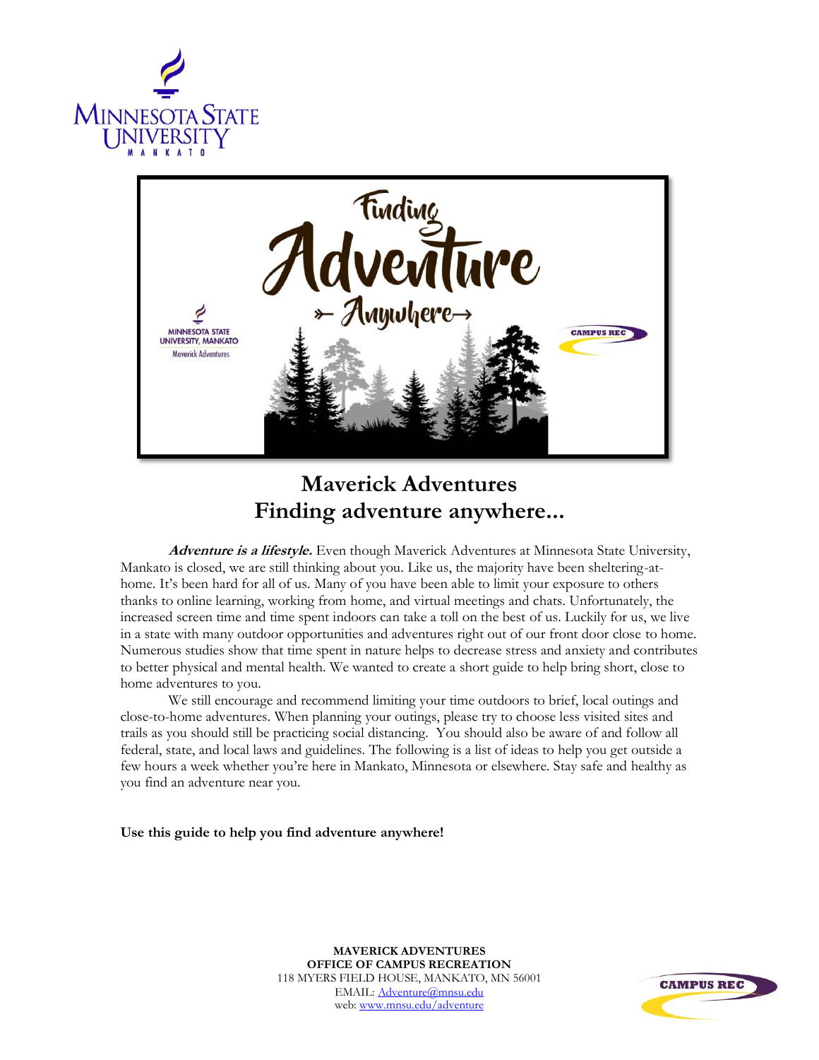# Maverick Adventures
## Finding adventure anywhere...

***Adventure is a lifestyle.*** Even though Maverick Adventures at Minnesota State University, Mankato is closed, we are still thinking about you. Like us, the majority have been sheltering-at-home. It's been hard for all of us. Many of you have been able to limit your exposure to others thanks to online learning, working from home, and virtual meetings and chats. Unfortunately, the increased screen time and time spent indoors can take a toll on the best of us. Luckily for us, we live in a state with many outdoor opportunities and adventures right out of our front door close to home. Numerous studies show that time spent in nature helps to decrease stress and anxiety and contributes to better physical and mental health. We wanted to create a short guide to help bring short, close to home adventures to you.

We still encourage and recommend limiting your time outdoors to brief, local outings and close-to-home adventures. When planning your outings, please try to choose less visited sites and trails as you should still be practicing social distancing. You should also be aware of and follow all federal, state, and local laws and guidelines. The following is a list of ideas to help you get outside a few hours a week whether you're here in Mankato, Minnesota or elsewhere. Stay safe and healthy as you find an adventure near you.

**Use this guide to help you find adventure anywhere!**

**MAVERICK ADVENTURES**
**OFFICE OF CAMPUS RECREATION**
118 MYERS FIELD HOUSE, MANKATO, MN 56001
EMAIL: Adventure@mnsu.edu
web: www.mnsu.edu/adventure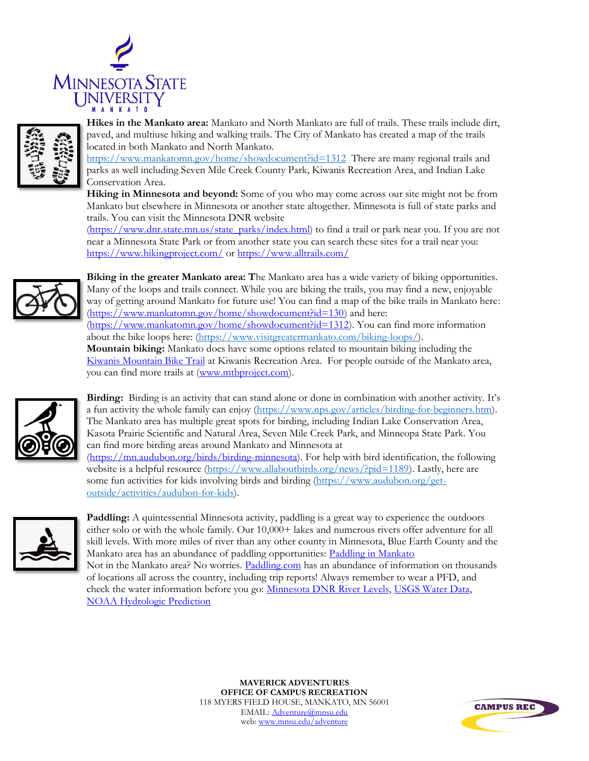**Hikes in the Mankato area:** Mankato and North Mankato are full of trails. These trails include dirt, paved, and multiuse hiking and walking trails. The City of Mankato has created a map of the trails located in both Mankato and North Mankato. https://www.mankatomn.gov/home/showdocument?id=1312 There are many regional trails and parks as well including Seven Mile Creek County Park, Kiwanis Recreation Area, and Indian Lake Conservation Area.

**Hiking in Minnesota and beyond:** Some of you who may come across our site might not be from Mankato but elsewhere in Minnesota or another state altogether. Minnesota is full of state parks and trails. You can visit the Minnesota DNR website (https://www.dnr.state.mn.us/state_parks/index.html) to find a trail or park near you. If you are not near a Minnesota State Park or from another state you can search these sites for a trail near you: https://www.hikingproject.com/ or https://www.alltrails.com/

**Biking in the greater Mankato area: T**he Mankato area has a wide variety of biking opportunities. Many of the loops and trails connect. While you are biking the trails, you may find a new, enjoyable way of getting around Mankato for future use! You can find a map of the bike trails in Mankato here: (https://www.mankatomn.gov/home/showdocument?id=130) and here: (https://www.mankatomn.gov/home/showdocument?id=1312). You can find more information about the bike loops here: (https://www.visitgreatermankato.com/biking-loops/).

**Mountain biking:** Mankato does have some options related to mountain biking including the Kiwanis Mountain Bike Trail at Kiwanis Recreation Area. For people outside of the Mankato area, you can find more trails at (www.mtbproject.com).

**Birding:** Birding is an activity that can stand alone or done in combination with another activity. It's a fun activity the whole family can enjoy (https://www.nps.gov/articles/birding-for-beginners.htm). The Mankato area has multiple great spots for birding, including Indian Lake Conservation Area, Kasota Prairie Scientific and Natural Area, Seven Mile Creek Park, and Minneopa State Park. You can find more birding areas around Mankato and Minnesota at (https://mn.audubon.org/birds/birding-minnesota). For help with bird identification, the following website is a helpful resource (https://www.allaboutbirds.org/news/?pid=1189). Lastly, here are some fun activities for kids involving birds and birding (https://www.audubon.org/get-outside/activities/audubon-for-kids).

**Paddling:** A quintessential Minnesota activity, paddling is a great way to experience the outdoors either solo or with the whole family. Our 10,000+ lakes and numerous rivers offer adventure for all skill levels. With more miles of river than any other county in Minnesota, Blue Earth County and the Mankato area has an abundance of paddling opportunities: Paddling in Mankato

Not in the Mankato area? No worries. Paddling.com has an abundance of information on thousands of locations all across the country, including trip reports! Always remember to wear a PFD, and check the water information before you go: Minnesota DNR River Levels, USGS Water Data, NOAA Hydrologic Prediction

**MAVERICK ADVENTURES**
**OFFICE OF CAMPUS RECREATION**
118 MYERS FIELD HOUSE, MANKATO, MN 56001
EMAIL: Adventure@mnsu.edu
web: www.mnsu.edu/adventure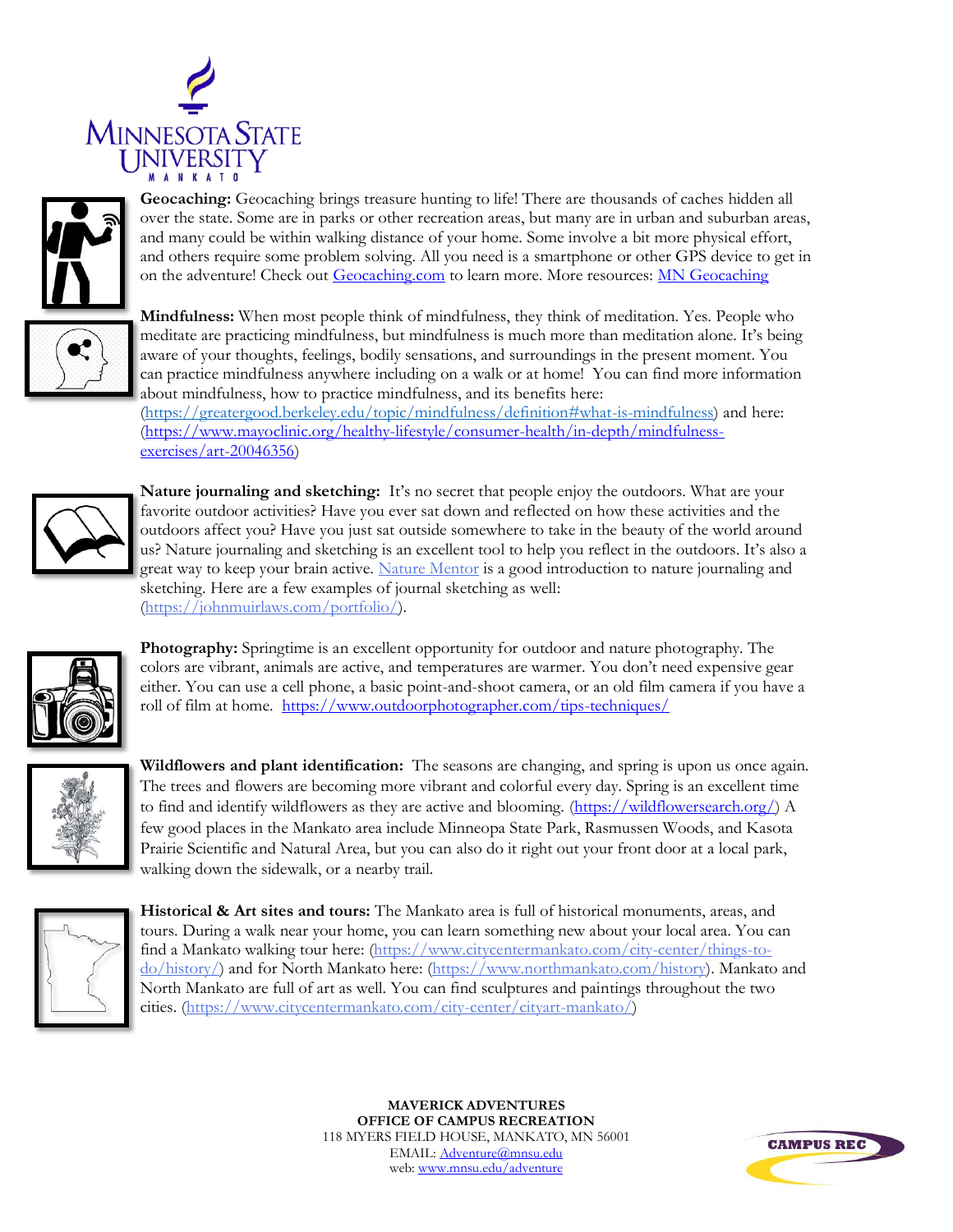**Geocaching:** Geocaching brings treasure hunting to life! There are thousands of caches hidden all over the state. Some are in parks or other recreation areas, but many are in urban and suburban areas, and many could be within walking distance of your home. Some involve a bit more physical effort, and others require some problem solving. All you need is a smartphone or other GPS device to get in on the adventure! Check out Geocaching.com to learn more. More resources: MN Geocaching

**Mindfulness:** When most people think of mindfulness, they think of meditation. Yes. People who meditate are practicing mindfulness, but mindfulness is much more than meditation alone. It's being aware of your thoughts, feelings, bodily sensations, and surroundings in the present moment. You can practice mindfulness anywhere including on a walk or at home! You can find more information about mindfulness, how to practice mindfulness, and its benefits here: (https://greatergood.berkeley.edu/topic/mindfulness/definition#what-is-mindfulness) and here: (https://www.mayoclinic.org/healthy-lifestyle/consumer-health/in-depth/mindfulness-exercises/art-20046356)

**Nature journaling and sketching:** It's no secret that people enjoy the outdoors. What are your favorite outdoor activities? Have you ever sat down and reflected on how these activities and the outdoors affect you? Have you just sat outside somewhere to take in the beauty of the world around us? Nature journaling and sketching is an excellent tool to help you reflect in the outdoors. It's also a great way to keep your brain active. Nature Mentor is a good introduction to nature journaling and sketching. Here are a few examples of journal sketching as well: (https://johnmuirlaws.com/portfolio/).

**Photography:** Springtime is an excellent opportunity for outdoor and nature photography. The colors are vibrant, animals are active, and temperatures are warmer. You don't need expensive gear either. You can use a cell phone, a basic point-and-shoot camera, or an old film camera if you have a roll of film at home. https://www.outdoorphotographer.com/tips-techniques/

**Wildflowers and plant identification:** The seasons are changing, and spring is upon us once again. The trees and flowers are becoming more vibrant and colorful every day. Spring is an excellent time to find and identify wildflowers as they are active and blooming. (https://wildflowersearch.org/) A few good places in the Mankato area include Minneopa State Park, Rasmussen Woods, and Kasota Prairie Scientific and Natural Area, but you can also do it right out your front door at a local park, walking down the sidewalk, or a nearby trail.

**Historical & Art sites and tours:** The Mankato area is full of historical monuments, areas, and tours. During a walk near your home, you can learn something new about your local area. You can find a Mankato walking tour here: (https://www.citycentermankato.com/city-center/things-to-do/history/) and for North Mankato here: (https://www.northmankato.com/history). Mankato and North Mankato are full of art as well. You can find sculptures and paintings throughout the two cities. (https://www.citycentermankato.com/city-center/cityart-mankato/)

**MAVERICK ADVENTURES**
**OFFICE OF CAMPUS RECREATION**
118 MYERS FIELD HOUSE, MANKATO, MN 56001
EMAIL: Adventure@mnsu.edu
web: www.mnsu.edu/adventure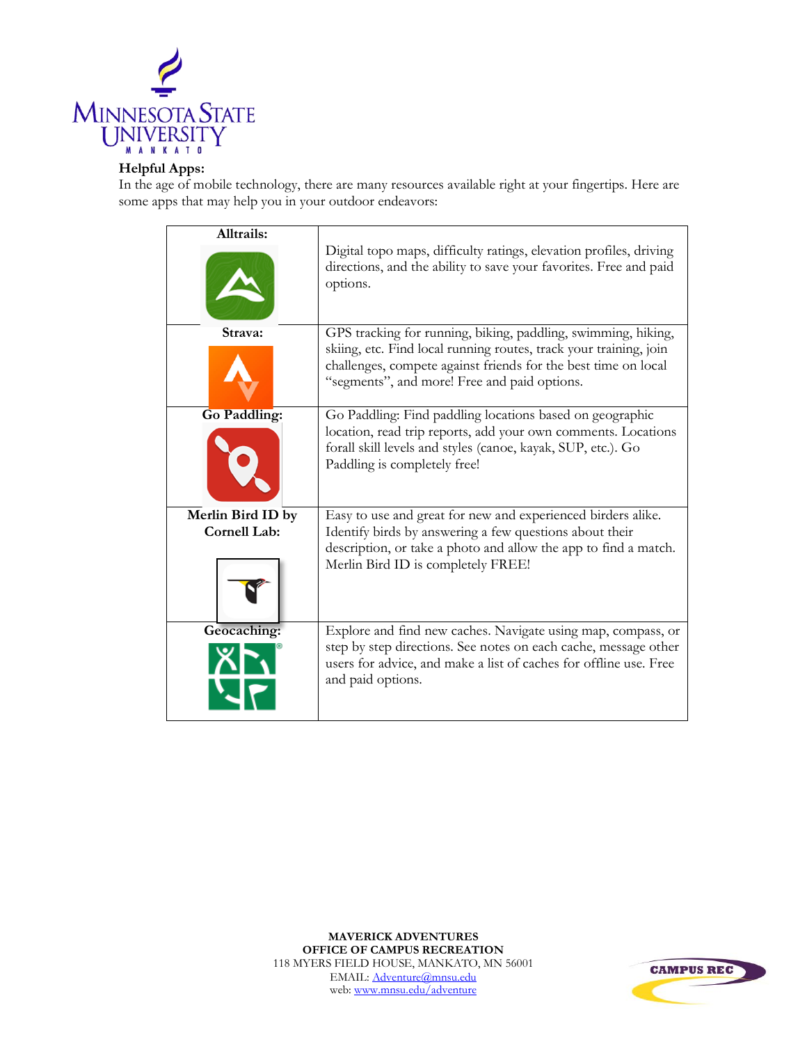**Helpful Apps:**

In the age of mobile technology, there are many resources available right at your fingertips. Here are some apps that may help you in your outdoor endeavors:

| | |
|---|---|
| **Alltrails:** | Digital topo maps, difficulty ratings, elevation profiles, driving directions, and the ability to save your favorites. Free and paid options. |
| **Strava:** | GPS tracking for running, biking, paddling, swimming, hiking, skiing, etc. Find local running routes, track your training, join challenges, compete against friends for the best time on local "segments", and more! Free and paid options. |
| **Go Paddling:** | Go Paddling: Find paddling locations based on geographic location, read trip reports, add your own comments. Locations forall skill levels and styles (canoe, kayak, SUP, etc.). Go Paddling is completely free! |
| **Merlin Bird ID by Cornell Lab:** | Easy to use and great for new and experienced birders alike. Identify birds by answering a few questions about their description, or take a photo and allow the app to find a match. Merlin Bird ID is completely FREE! |
| **Geocaching:** | Explore and find new caches. Navigate using map, compass, or step by step directions. See notes on each cache, message other users for advice, and make a list of caches for offline use. Free and paid options. |

**MAVERICK ADVENTURES**
**OFFICE OF CAMPUS RECREATION**
118 MYERS FIELD HOUSE, MANKATO, MN 56001
EMAIL: Adventure@mnsu.edu
web: www.mnsu.edu/adventure